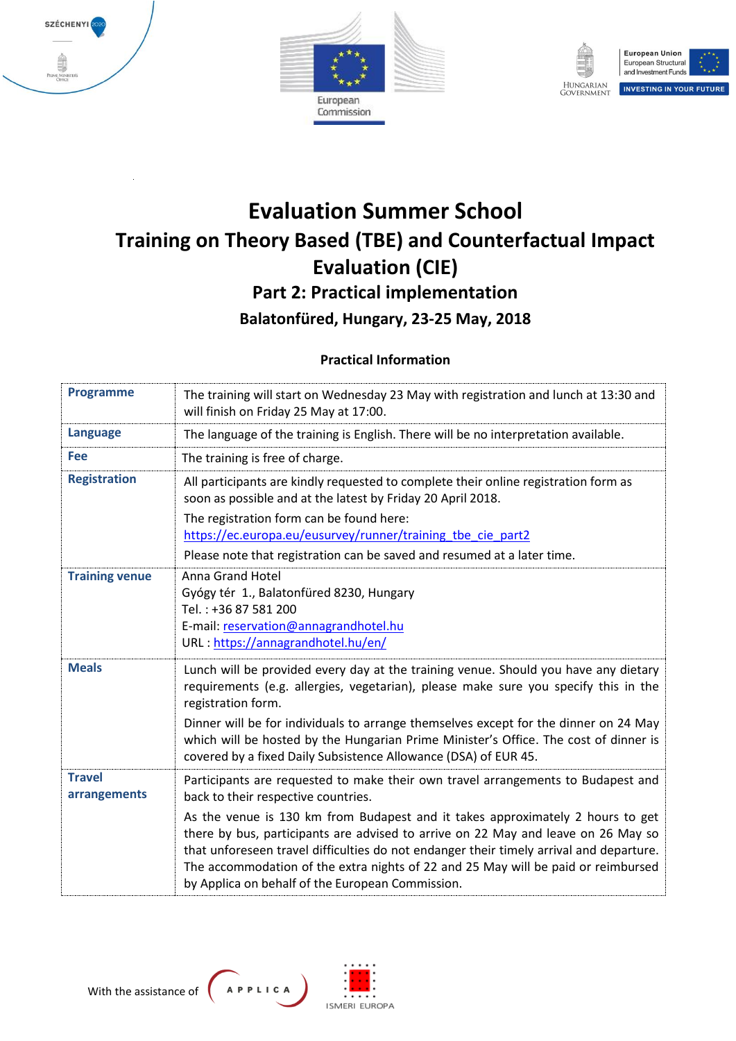# Evaluation Summer School

## Training on Theory Based (TBE) and Counterfactual Impact Evaluation (CIE)

### Part 2: Practical implementation

### Balatonfüred, Hungary, 23-25 May, 2018

**Practical Information**

| | |
|---|---|
| **Programme** | The training will start on Wednesday 23 May with registration and lunch at 13:30 and will finish on Friday 25 May at 17:00. |
| **Language** | The language of the training is English. There will be no interpretation available. |
| **Fee** | The training is free of charge. |
| **Registration** | All participants are kindly requested to complete their online registration form as soon as possible and at the latest by Friday 20 April 2018.<br>The registration form can be found here: https://ec.europa.eu/eusurvey/runner/training_tbe_cie_part2<br>Please note that registration can be saved and resumed at a later time. |
| **Training venue** | Anna Grand Hotel<br>Gyógy tér 1., Balatonfüred 8230, Hungary<br>Tel. : +36 87 581 200<br>E-mail: reservation@annagrandhotel.hu<br>URL : https://annagrandhotel.hu/en/ |
| **Meals** | Lunch will be provided every day at the training venue. Should you have any dietary requirements (e.g. allergies, vegetarian), please make sure you specify this in the registration form.<br>Dinner will be for individuals to arrange themselves except for the dinner on 24 May which will be hosted by the Hungarian Prime Minister's Office. The cost of dinner is covered by a fixed Daily Subsistence Allowance (DSA) of EUR 45. |
| **Travel arrangements** | Participants are requested to make their own travel arrangements to Budapest and back to their respective countries.<br>As the venue is 130 km from Budapest and it takes approximately 2 hours to get there by bus, participants are advised to arrive on 22 May and leave on 26 May so that unforeseen travel difficulties do not endanger their timely arrival and departure. The accommodation of the extra nights of 22 and 25 May will be paid or reimbursed by Applica on behalf of the European Commission. |

With the assistance of APPLICA ISMERI EUROPA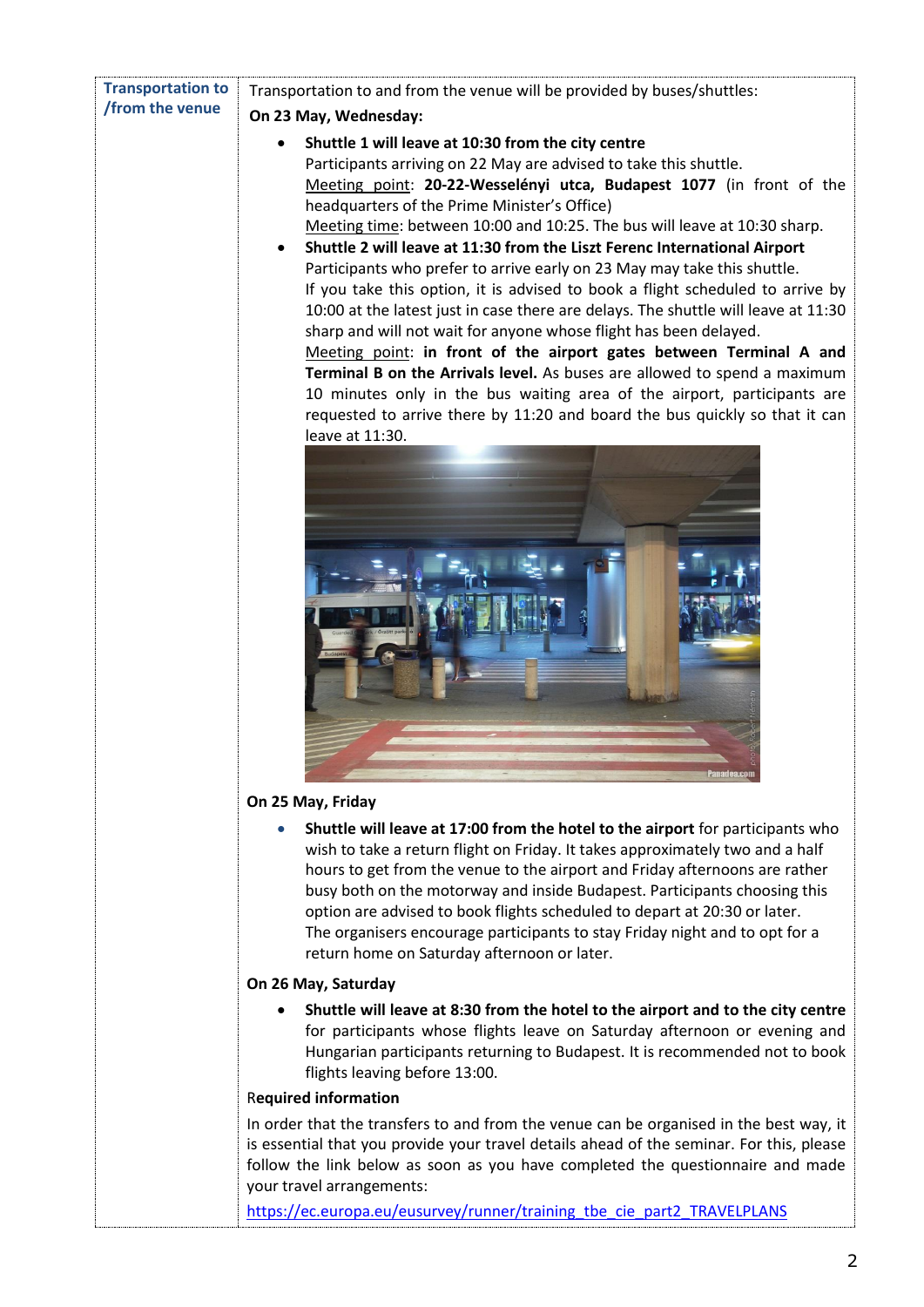| Transportation to /from the venue | Transportation to and from the venue will be provided by buses/shuttles: |
|---|---|

**Transportation to /from the venue**

Transportation to and from the venue will be provided by buses/shuttles:

**On 23 May, Wednesday:**

- **Shuttle 1 will leave at 10:30 from the city centre**
  Participants arriving on 22 May are advised to take this shuttle.
  Meeting point: **20-22-Wesselényi utca, Budapest 1077** (in front of the headquarters of the Prime Minister's Office)
  Meeting time: between 10:00 and 10:25. The bus will leave at 10:30 sharp.
- **Shuttle 2 will leave at 11:30 from the Liszt Ferenc International Airport**
  Participants who prefer to arrive early on 23 May may take this shuttle.
  If you take this option, it is advised to book a flight scheduled to arrive by 10:00 at the latest just in case there are delays. The shuttle will leave at 11:30 sharp and will not wait for anyone whose flight has been delayed.
  Meeting point: **in front of the airport gates between Terminal A and Terminal B on the Arrivals level.** As buses are allowed to spend a maximum 10 minutes only in the bus waiting area of the airport, participants are requested to arrive there by 11:20 and board the bus quickly so that it can leave at 11:30.

**On 25 May, Friday**

- **Shuttle will leave at 17:00 from the hotel to the airport** for participants who wish to take a return flight on Friday. It takes approximately two and a half hours to get from the venue to the airport and Friday afternoons are rather busy both on the motorway and inside Budapest. Participants choosing this option are advised to book flights scheduled to depart at 20:30 or later.
  The organisers encourage participants to stay Friday night and to opt for a return home on Saturday afternoon or later.

**On 26 May, Saturday**

- **Shuttle will leave at 8:30 from the hotel to the airport and to the city centre** for participants whose flights leave on Saturday afternoon or evening and Hungarian participants returning to Budapest. It is recommended not to book flights leaving before 13:00.

**Required information**

In order that the transfers to and from the venue can be organised in the best way, it is essential that you provide your travel details ahead of the seminar. For this, please follow the link below as soon as you have completed the questionnaire and made your travel arrangements:

https://ec.europa.eu/eusurvey/runner/training_tbe_cie_part2_TRAVELPLANS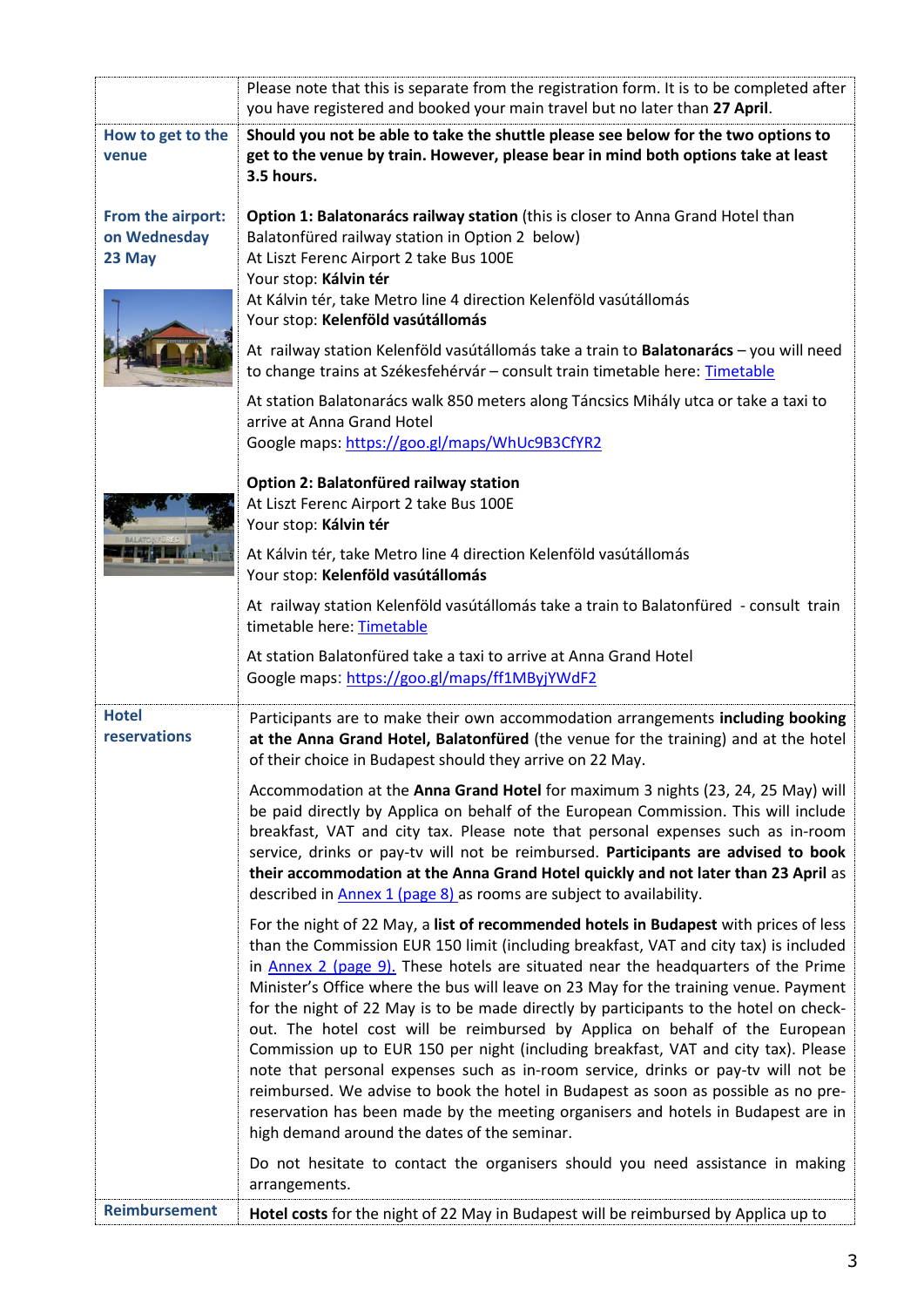| | |
|---|---|
| | Please note that this is separate from the registration form. It is to be completed after you have registered and booked your main travel but no later than **27 April**. |
| **How to get to the venue** | **Should you not be able to take the shuttle please see below for the two options to get to the venue by train. However, please bear in mind both options take at least 3.5 hours.** |
| **From the airport: on Wednesday 23 May** | **Option 1: Balatonarács railway station** (this is closer to Anna Grand Hotel than Balatonfüred railway station in Option 2 below)<br>At Liszt Ferenc Airport 2 take Bus 100E<br>Your stop: **Kálvin tér**<br>At Kálvin tér, take Metro line 4 direction Kelenföld vasútállomás<br>Your stop: **Kelenföld vasútállomás**<br><br>At railway station Kelenföld vasútállomás take a train to **Balatonarács** – you will need to change trains at Székesfehérvár – consult train timetable here: Timetable<br><br>At station Balatonarács walk 850 meters along Táncsics Mihály utca or take a taxi to arrive at Anna Grand Hotel<br>Google maps: https://goo.gl/maps/WhUc9B3CfYR2<br><br>**Option 2: Balatonfüred railway station**<br>At Liszt Ferenc Airport 2 take Bus 100E<br>Your stop: **Kálvin tér**<br><br>At Kálvin tér, take Metro line 4 direction Kelenföld vasútállomás<br>Your stop: **Kelenföld vasútállomás**<br><br>At railway station Kelenföld vasútállomás take a train to Balatonfüred - consult train timetable here: Timetable<br><br>At station Balatonfüred take a taxi to arrive at Anna Grand Hotel<br>Google maps: https://goo.gl/maps/ff1MByjYWdF2 |
| **Hotel reservations** | Participants are to make their own accommodation arrangements **including booking at the Anna Grand Hotel, Balatonfüred** (the venue for the training) and at the hotel of their choice in Budapest should they arrive on 22 May.<br><br>Accommodation at the **Anna Grand Hotel** for maximum 3 nights (23, 24, 25 May) will be paid directly by Applica on behalf of the European Commission. This will include breakfast, VAT and city tax. Please note that personal expenses such as in-room service, drinks or pay-tv will not be reimbursed. **Participants are advised to book their accommodation at the Anna Grand Hotel quickly and not later than 23 April** as described in Annex 1 (page 8) as rooms are subject to availability.<br><br>For the night of 22 May, a **list of recommended hotels in Budapest** with prices of less than the Commission EUR 150 limit (including breakfast, VAT and city tax) is included in Annex 2 (page 9). These hotels are situated near the headquarters of the Prime Minister's Office where the bus will leave on 23 May for the training venue. Payment for the night of 22 May is to be made directly by participants to the hotel on check-out. The hotel cost will be reimbursed by Applica on behalf of the European Commission up to EUR 150 per night (including breakfast, VAT and city tax). Please note that personal expenses such as in-room service, drinks or pay-tv will not be reimbursed. We advise to book the hotel in Budapest as soon as possible as no pre-reservation has been made by the meeting organisers and hotels in Budapest are in high demand around the dates of the seminar.<br><br>Do not hesitate to contact the organisers should you need assistance in making arrangements. |
| **Reimbursement** | **Hotel costs** for the night of 22 May in Budapest will be reimbursed by Applica up to |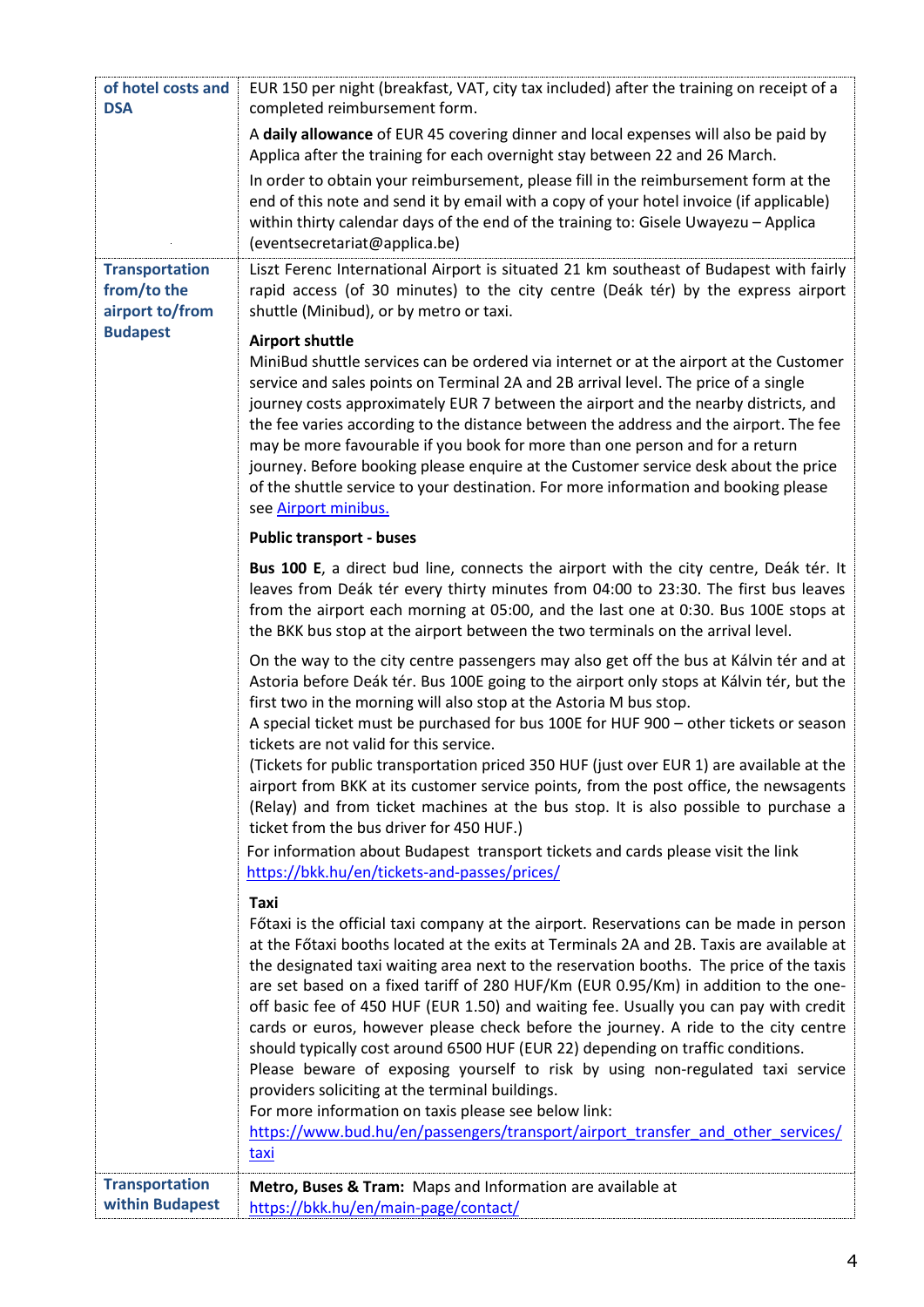| of hotel costs and DSA | EUR 150 per night (breakfast, VAT, city tax included) after the training on receipt of a completed reimbursement form.<br><br>A **daily allowance** of EUR 45 covering dinner and local expenses will also be paid by Applica after the training for each overnight stay between 22 and 26 March.<br><br>In order to obtain your reimbursement, please fill in the reimbursement form at the end of this note and send it by email with a copy of your hotel invoice (if applicable) within thirty calendar days of the end of the training to: Gisele Uwayezu – Applica (eventsecretariat@applica.be) |
|---|---|
| **Transportation from/to the airport to/from Budapest** | Liszt Ferenc International Airport is situated 21 km southeast of Budapest with fairly rapid access (of 30 minutes) to the city centre (Deák tér) by the express airport shuttle (Minibud), or by metro or taxi.<br><br>**Airport shuttle**<br>MiniBud shuttle services can be ordered via internet or at the airport at the Customer service and sales points on Terminal 2A and 2B arrival level. The price of a single journey costs approximately EUR 7 between the airport and the nearby districts, and the fee varies according to the distance between the address and the airport. The fee may be more favourable if you book for more than one person and for a return journey. Before booking please enquire at the Customer service desk about the price of the shuttle service to your destination. For more information and booking please see [Airport minibus.]()<br><br>**Public transport - buses**<br><br>**Bus 100 E**, a direct bud line, connects the airport with the city centre, Deák tér. It leaves from Deák tér every thirty minutes from 04:00 to 23:30. The first bus leaves from the airport each morning at 05:00, and the last one at 0:30. Bus 100E stops at the BKK bus stop at the airport between the two terminals on the arrival level.<br><br>On the way to the city centre passengers may also get off the bus at Kálvin tér and at Astoria before Deák tér. Bus 100E going to the airport only stops at Kálvin tér, but the first two in the morning will also stop at the Astoria M bus stop.<br>A special ticket must be purchased for bus 100E for HUF 900 – other tickets or season tickets are not valid for this service.<br>(Tickets for public transportation priced 350 HUF (just over EUR 1) are available at the airport from BKK at its customer service points, from the post office, the newsagents (Relay) and from ticket machines at the bus stop. It is also possible to purchase a ticket from the bus driver for 450 HUF.)<br>For information about Budapest transport tickets and cards please visit the link https://bkk.hu/en/tickets-and-passes/prices/<br><br>**Taxi**<br>Főtaxi is the official taxi company at the airport. Reservations can be made in person at the Főtaxi booths located at the exits at Terminals 2A and 2B. Taxis are available at the designated taxi waiting area next to the reservation booths. The price of the taxis are set based on a fixed tariff of 280 HUF/Km (EUR 0.95/Km) in addition to the one-off basic fee of 450 HUF (EUR 1.50) and waiting fee. Usually you can pay with credit cards or euros, however please check before the journey. A ride to the city centre should typically cost around 6500 HUF (EUR 22) depending on traffic conditions.<br>Please beware of exposing yourself to risk by using non-regulated taxi service providers soliciting at the terminal buildings.<br>For more information on taxis please see below link:<br>https://www.bud.hu/en/passengers/transport/airport_transfer_and_other_services/taxi |
| **Transportation within Budapest** | **Metro, Buses & Tram:** Maps and Information are available at https://bkk.hu/en/main-page/contact/ |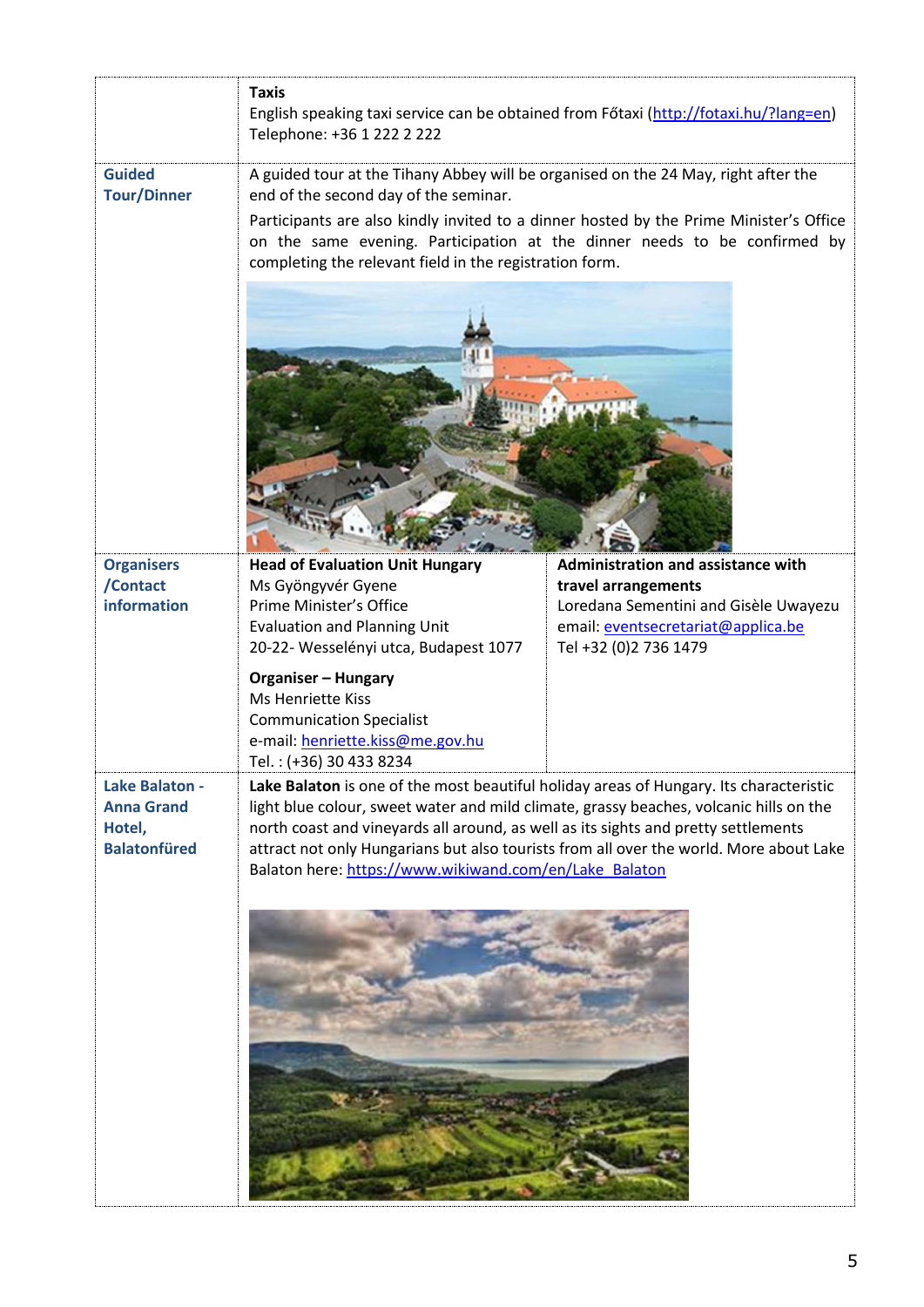| | |
|---|---|
| | **Taxis**<br>English speaking taxi service can be obtained from Főtaxi (http://fotaxi.hu/?lang=en)<br>Telephone: +36 1 222 2 222 |
| **Guided Tour/Dinner** | A guided tour at the Tihany Abbey will be organised on the 24 May, right after the end of the second day of the seminar.<br>Participants are also kindly invited to a dinner hosted by the Prime Minister's Office on the same evening. Participation at the dinner needs to be confirmed by completing the relevant field in the registration form. |
| **Organisers /Contact information** | **Head of Evaluation Unit Hungary**<br>Ms Gyöngyvér Gyene<br>Prime Minister's Office<br>Evaluation and Planning Unit<br>20-22- Wesselényi utca, Budapest 1077<br><br>**Organiser – Hungary**<br>Ms Henriette Kiss<br>Communication Specialist<br>e-mail: henriette.kiss@me.gov.hu<br>Tel. : (+36) 30 433 8234<br><br>**Administration and assistance with travel arrangements**<br>Loredana Sementini and Gisèle Uwayezu<br>email: eventsecretariat@applica.be<br>Tel +32 (0)2 736 1479 |
| **Lake Balaton - Anna Grand Hotel, Balatonfüred** | **Lake Balaton** is one of the most beautiful holiday areas of Hungary. Its characteristic light blue colour, sweet water and mild climate, grassy beaches, volcanic hills on the north coast and vineyards all around, as well as its sights and pretty settlements attract not only Hungarians but also tourists from all over the world. More about Lake Balaton here: https://www.wikiwand.com/en/Lake_Balaton |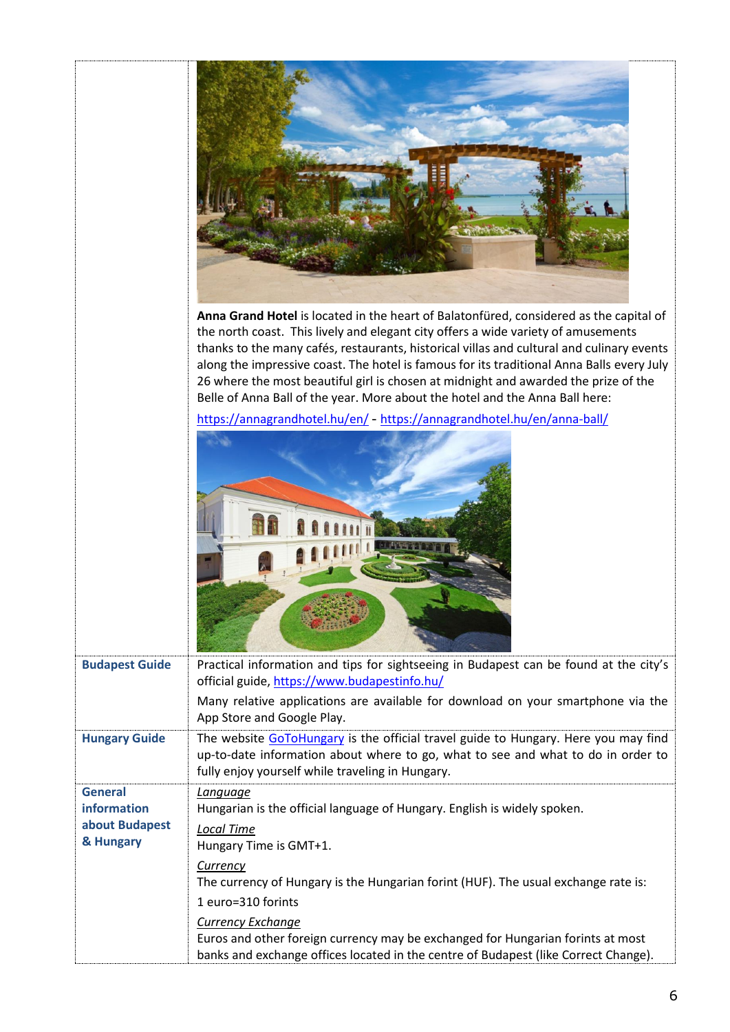| | |
|---|---|
| | **Anna Grand Hotel** is located in the heart of Balatonfüred, considered as the capital of the north coast. This lively and elegant city offers a wide variety of amusements thanks to the many cafés, restaurants, historical villas and cultural and culinary events along the impressive coast. The hotel is famous for its traditional Anna Balls every July 26 where the most beautiful girl is chosen at midnight and awarded the prize of the Belle of Anna Ball of the year. More about the hotel and the Anna Ball here: https://annagrandhotel.hu/en/ - https://annagrandhotel.hu/en/anna-ball/ |
| **Budapest Guide** | Practical information and tips for sightseeing in Budapest can be found at the city's official guide, https://www.budapestinfo.hu/ <br><br> Many relative applications are available for download on your smartphone via the App Store and Google Play. |
| **Hungary Guide** | The website GoToHungary is the official travel guide to Hungary. Here you may find up-to-date information about where to go, what to see and what to do in order to fully enjoy yourself while traveling in Hungary. |
| **General information about Budapest & Hungary** | *Language* <br> Hungarian is the official language of Hungary. English is widely spoken. <br><br> *Local Time* <br> Hungary Time is GMT+1. <br><br> *Currency* <br> The currency of Hungary is the Hungarian forint (HUF). The usual exchange rate is: <br> 1 euro=310 forints <br><br> *Currency Exchange* <br> Euros and other foreign currency may be exchanged for Hungarian forints at most banks and exchange offices located in the centre of Budapest (like Correct Change). |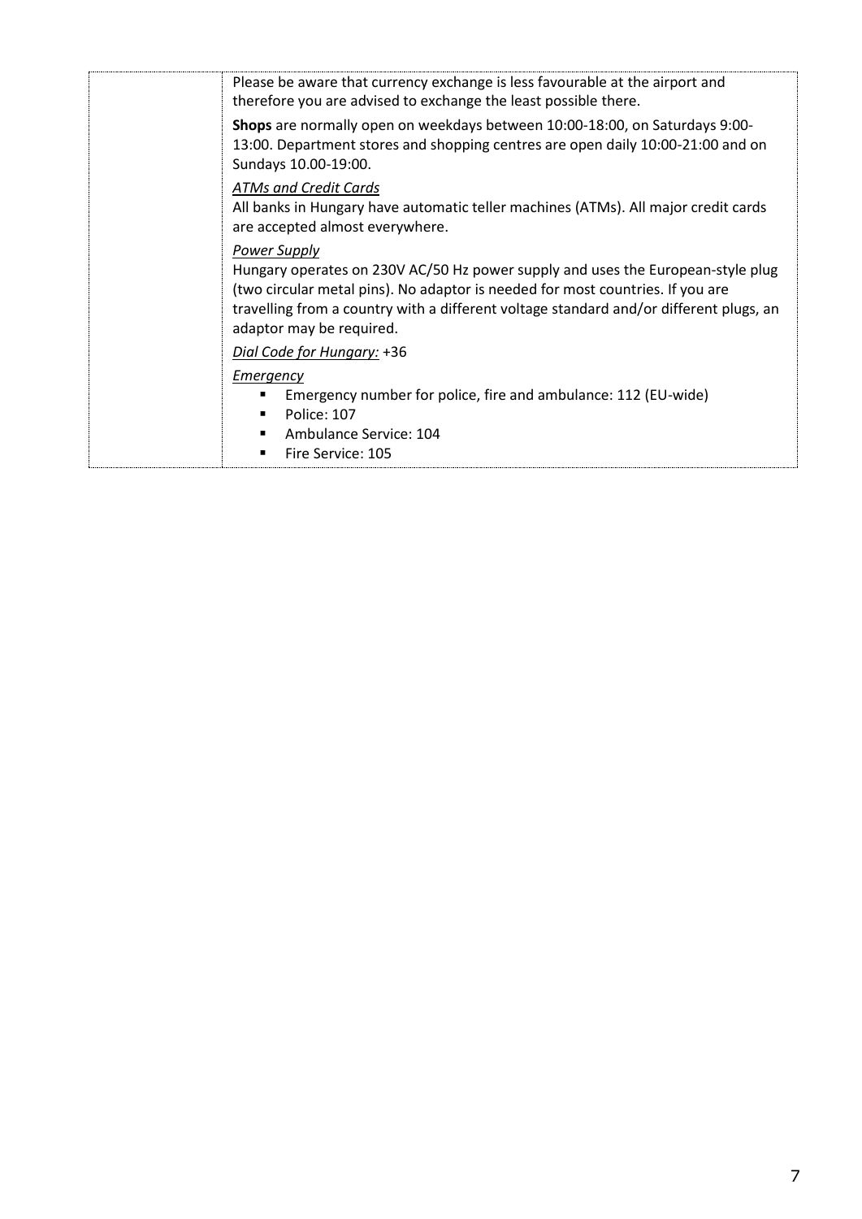|  |  |
|---|---|
|  | Please be aware that currency exchange is less favourable at the airport and therefore you are advised to exchange the least possible there.<br><br>**Shops** are normally open on weekdays between 10:00-18:00, on Saturdays 9:00-13:00. Department stores and shopping centres are open daily 10:00-21:00 and on Sundays 10.00-19:00.<br><br>*ATMs and Credit Cards*<br>All banks in Hungary have automatic teller machines (ATMs). All major credit cards are accepted almost everywhere.<br><br>*Power Supply*<br>Hungary operates on 230V AC/50 Hz power supply and uses the European-style plug (two circular metal pins). No adaptor is needed for most countries. If you are travelling from a country with a different voltage standard and/or different plugs, an adaptor may be required.<br><br>*Dial Code for Hungary:* +36<br><br>*Emergency*<br>▪ Emergency number for police, fire and ambulance: 112 (EU-wide)<br>▪ Police: 107<br>▪ Ambulance Service: 104<br>▪ Fire Service: 105 |